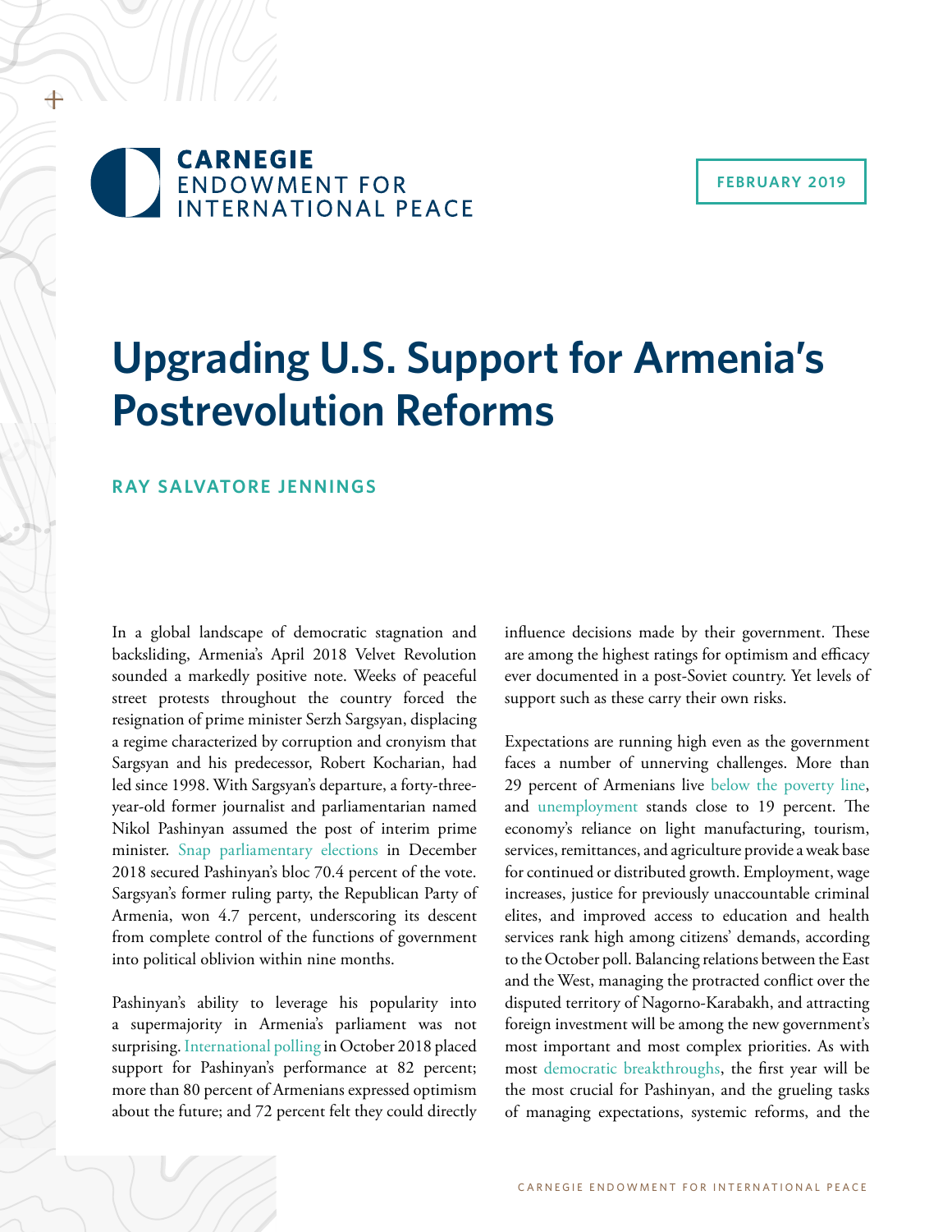CARNEGIE ENDOWMENT FOR INTERNATIONAL PEACE

FEBRUARY 2019

# Upgrading U.S. Support for Armenia's Postrevolution Reforms

**RAY SALVATORE JENNINGS**

In a global landscape of democratic stagnation and backsliding, Armenia's April 2018 Velvet Revolution sounded a markedly positive note. Weeks of peaceful street protests throughout the country forced the resignation of prime minister Serzh Sargsyan, displacing a regime characterized by corruption and cronyism that Sargsyan and his predecessor, Robert Kocharian, had led since 1998. With Sargsyan's departure, a forty-three-year-old former journalist and parliamentarian named Nikol Pashinyan assumed the post of interim prime minister. Snap parliamentary elections in December 2018 secured Pashinyan's bloc 70.4 percent of the vote. Sargsyan's former ruling party, the Republican Party of Armenia, won 4.7 percent, underscoring its descent from complete control of the functions of government into political oblivion within nine months.

Pashinyan's ability to leverage his popularity into a supermajority in Armenia's parliament was not surprising. International polling in October 2018 placed support for Pashinyan's performance at 82 percent; more than 80 percent of Armenians expressed optimism about the future; and 72 percent felt they could directly influence decisions made by their government. These are among the highest ratings for optimism and efficacy ever documented in a post-Soviet country. Yet levels of support such as these carry their own risks.

Expectations are running high even as the government faces a number of unnerving challenges. More than 29 percent of Armenians live below the poverty line, and unemployment stands close to 19 percent. The economy's reliance on light manufacturing, tourism, services, remittances, and agriculture provide a weak base for continued or distributed growth. Employment, wage increases, justice for previously unaccountable criminal elites, and improved access to education and health services rank high among citizens' demands, according to the October poll. Balancing relations between the East and the West, managing the protracted conflict over the disputed territory of Nagorno-Karabakh, and attracting foreign investment will be among the new government's most important and most complex priorities. As with most democratic breakthroughs, the first year will be the most crucial for Pashinyan, and the grueling tasks of managing expectations, systemic reforms, and the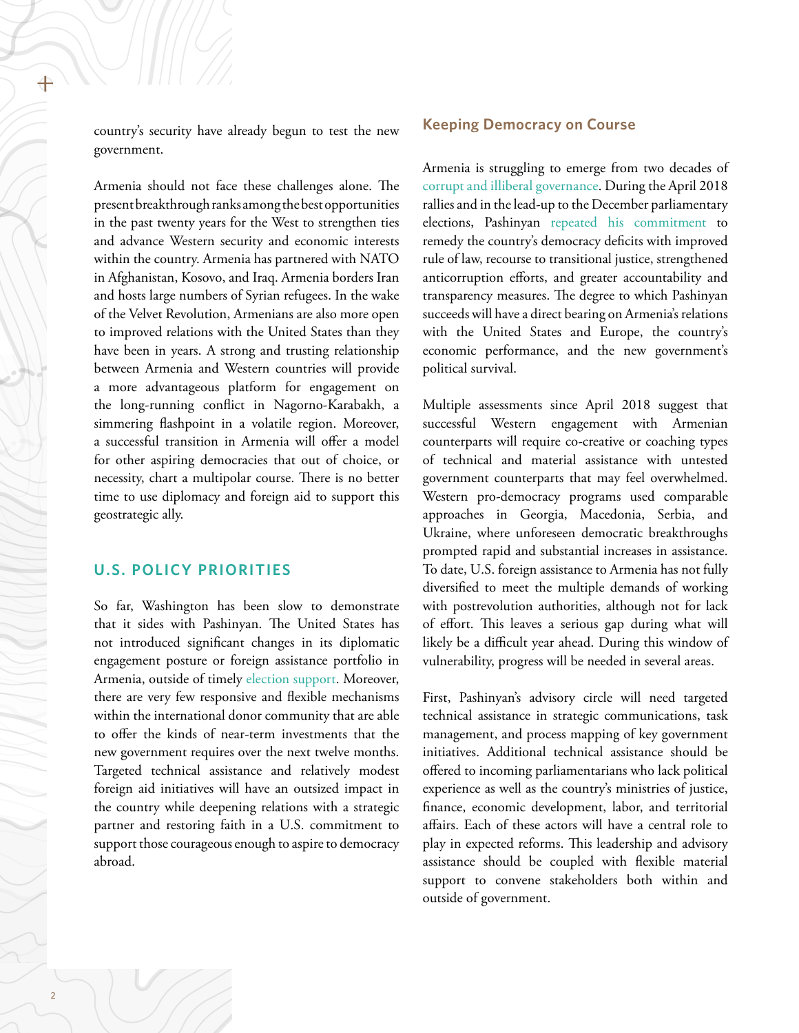country's security have already begun to test the new government.

Armenia should not face these challenges alone. The present breakthrough ranks among the best opportunities in the past twenty years for the West to strengthen ties and advance Western security and economic interests within the country. Armenia has partnered with NATO in Afghanistan, Kosovo, and Iraq. Armenia borders Iran and hosts large numbers of Syrian refugees. In the wake of the Velvet Revolution, Armenians are also more open to improved relations with the United States than they have been in years. A strong and trusting relationship between Armenia and Western countries will provide a more advantageous platform for engagement on the long-running conflict in Nagorno-Karabakh, a simmering flashpoint in a volatile region. Moreover, a successful transition in Armenia will offer a model for other aspiring democracies that out of choice, or necessity, chart a multipolar course. There is no better time to use diplomacy and foreign aid to support this geostrategic ally.

## U.S. POLICY PRIORITIES

So far, Washington has been slow to demonstrate that it sides with Pashinyan. The United States has not introduced significant changes in its diplomatic engagement posture or foreign assistance portfolio in Armenia, outside of timely election support. Moreover, there are very few responsive and flexible mechanisms within the international donor community that are able to offer the kinds of near-term investments that the new government requires over the next twelve months. Targeted technical assistance and relatively modest foreign aid initiatives will have an outsized impact in the country while deepening relations with a strategic partner and restoring faith in a U.S. commitment to support those courageous enough to aspire to democracy abroad.

### Keeping Democracy on Course

Armenia is struggling to emerge from two decades of corrupt and illiberal governance. During the April 2018 rallies and in the lead-up to the December parliamentary elections, Pashinyan repeated his commitment to remedy the country's democracy deficits with improved rule of law, recourse to transitional justice, strengthened anticorruption efforts, and greater accountability and transparency measures. The degree to which Pashinyan succeeds will have a direct bearing on Armenia's relations with the United States and Europe, the country's economic performance, and the new government's political survival.

Multiple assessments since April 2018 suggest that successful Western engagement with Armenian counterparts will require co-creative or coaching types of technical and material assistance with untested government counterparts that may feel overwhelmed. Western pro-democracy programs used comparable approaches in Georgia, Macedonia, Serbia, and Ukraine, where unforeseen democratic breakthroughs prompted rapid and substantial increases in assistance. To date, U.S. foreign assistance to Armenia has not fully diversified to meet the multiple demands of working with postrevolution authorities, although not for lack of effort. This leaves a serious gap during what will likely be a difficult year ahead. During this window of vulnerability, progress will be needed in several areas.

First, Pashinyan's advisory circle will need targeted technical assistance in strategic communications, task management, and process mapping of key government initiatives. Additional technical assistance should be offered to incoming parliamentarians who lack political experience as well as the country's ministries of justice, finance, economic development, labor, and territorial affairs. Each of these actors will have a central role to play in expected reforms. This leadership and advisory assistance should be coupled with flexible material support to convene stakeholders both within and outside of government.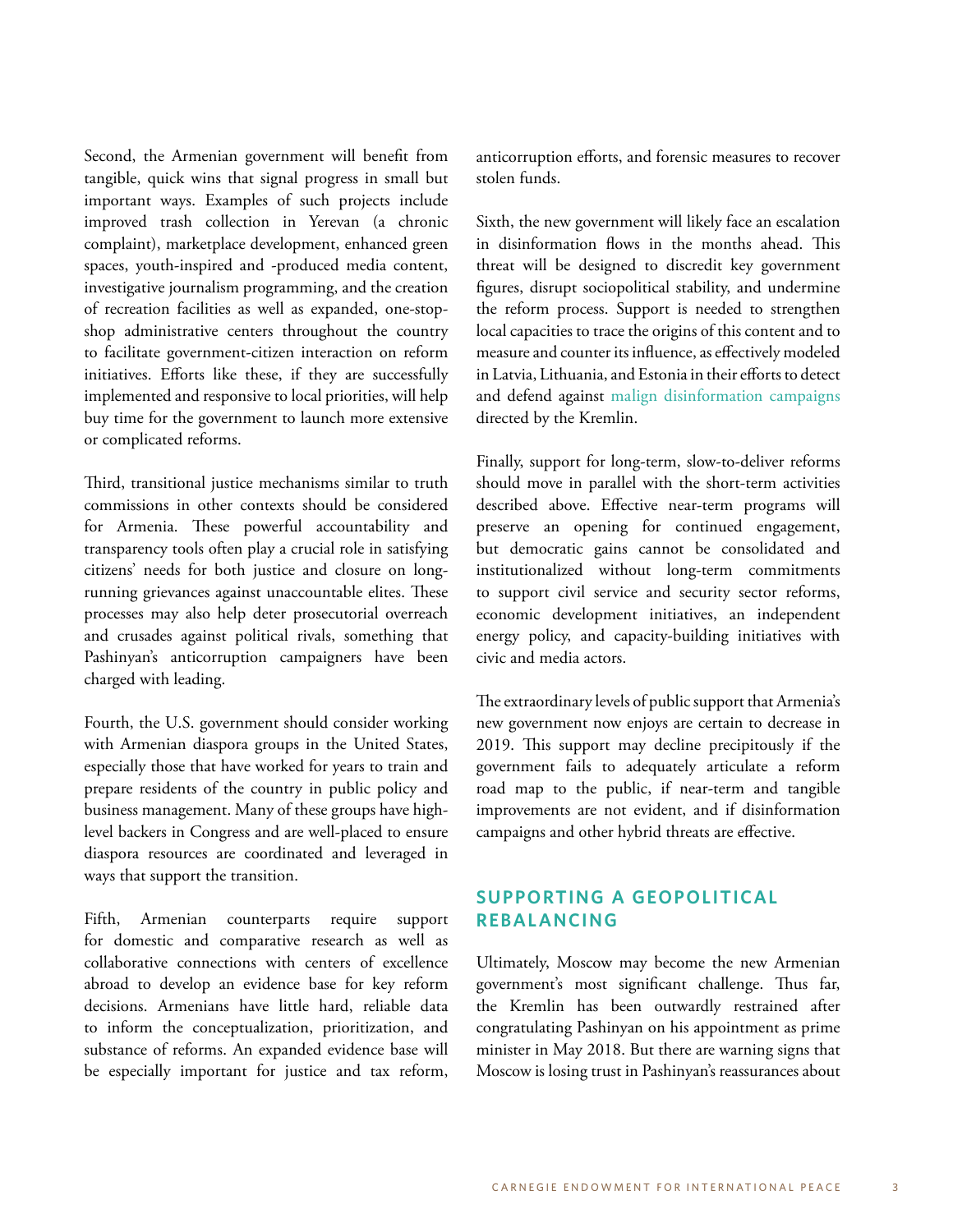Second, the Armenian government will benefit from tangible, quick wins that signal progress in small but important ways. Examples of such projects include improved trash collection in Yerevan (a chronic complaint), marketplace development, enhanced green spaces, youth-inspired and -produced media content, investigative journalism programming, and the creation of recreation facilities as well as expanded, one-stop-shop administrative centers throughout the country to facilitate government-citizen interaction on reform initiatives. Efforts like these, if they are successfully implemented and responsive to local priorities, will help buy time for the government to launch more extensive or complicated reforms.

Third, transitional justice mechanisms similar to truth commissions in other contexts should be considered for Armenia. These powerful accountability and transparency tools often play a crucial role in satisfying citizens' needs for both justice and closure on long-running grievances against unaccountable elites. These processes may also help deter prosecutorial overreach and crusades against political rivals, something that Pashinyan's anticorruption campaigners have been charged with leading.

Fourth, the U.S. government should consider working with Armenian diaspora groups in the United States, especially those that have worked for years to train and prepare residents of the country in public policy and business management. Many of these groups have high-level backers in Congress and are well-placed to ensure diaspora resources are coordinated and leveraged in ways that support the transition.

Fifth, Armenian counterparts require support for domestic and comparative research as well as collaborative connections with centers of excellence abroad to develop an evidence base for key reform decisions. Armenians have little hard, reliable data to inform the conceptualization, prioritization, and substance of reforms. An expanded evidence base will be especially important for justice and tax reform, anticorruption efforts, and forensic measures to recover stolen funds.

Sixth, the new government will likely face an escalation in disinformation flows in the months ahead. This threat will be designed to discredit key government figures, disrupt sociopolitical stability, and undermine the reform process. Support is needed to strengthen local capacities to trace the origins of this content and to measure and counter its influence, as effectively modeled in Latvia, Lithuania, and Estonia in their efforts to detect and defend against malign disinformation campaigns directed by the Kremlin.

Finally, support for long-term, slow-to-deliver reforms should move in parallel with the short-term activities described above. Effective near-term programs will preserve an opening for continued engagement, but democratic gains cannot be consolidated and institutionalized without long-term commitments to support civil service and security sector reforms, economic development initiatives, an independent energy policy, and capacity-building initiatives with civic and media actors.

The extraordinary levels of public support that Armenia's new government now enjoys are certain to decrease in 2019. This support may decline precipitously if the government fails to adequately articulate a reform road map to the public, if near-term and tangible improvements are not evident, and if disinformation campaigns and other hybrid threats are effective.

## SUPPORTING A GEOPOLITICAL REBALANCING

Ultimately, Moscow may become the new Armenian government's most significant challenge. Thus far, the Kremlin has been outwardly restrained after congratulating Pashinyan on his appointment as prime minister in May 2018. But there are warning signs that Moscow is losing trust in Pashinyan's reassurances about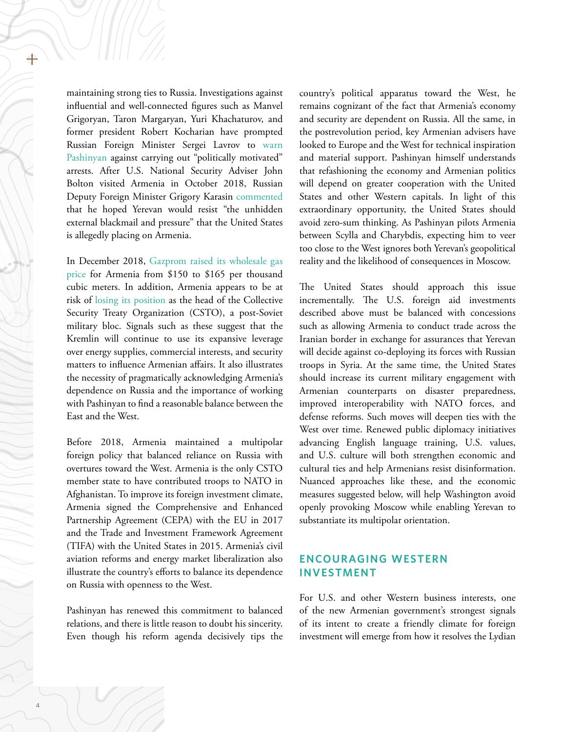maintaining strong ties to Russia. Investigations against influential and well-connected figures such as Manvel Grigoryan, Taron Margaryan, Yuri Khachaturov, and former president Robert Kocharian have prompted Russian Foreign Minister Sergei Lavrov to warn Pashinyan against carrying out "politically motivated" arrests. After U.S. National Security Adviser John Bolton visited Armenia in October 2018, Russian Deputy Foreign Minister Grigory Karasin commented that he hoped Yerevan would resist "the unhidden external blackmail and pressure" that the United States is allegedly placing on Armenia.

In December 2018, Gazprom raised its wholesale gas price for Armenia from $150 to $165 per thousand cubic meters. In addition, Armenia appears to be at risk of losing its position as the head of the Collective Security Treaty Organization (CSTO), a post-Soviet military bloc. Signals such as these suggest that the Kremlin will continue to use its expansive leverage over energy supplies, commercial interests, and security matters to influence Armenian affairs. It also illustrates the necessity of pragmatically acknowledging Armenia's dependence on Russia and the importance of working with Pashinyan to find a reasonable balance between the East and the West.

Before 2018, Armenia maintained a multipolar foreign policy that balanced reliance on Russia with overtures toward the West. Armenia is the only CSTO member state to have contributed troops to NATO in Afghanistan. To improve its foreign investment climate, Armenia signed the Comprehensive and Enhanced Partnership Agreement (CEPA) with the EU in 2017 and the Trade and Investment Framework Agreement (TIFA) with the United States in 2015. Armenia's civil aviation reforms and energy market liberalization also illustrate the country's efforts to balance its dependence on Russia with openness to the West.

Pashinyan has renewed this commitment to balanced relations, and there is little reason to doubt his sincerity. Even though his reform agenda decisively tips the country's political apparatus toward the West, he remains cognizant of the fact that Armenia's economy and security are dependent on Russia. All the same, in the postrevolution period, key Armenian advisers have looked to Europe and the West for technical inspiration and material support. Pashinyan himself understands that refashioning the economy and Armenian politics will depend on greater cooperation with the United States and other Western capitals. In light of this extraordinary opportunity, the United States should avoid zero-sum thinking. As Pashinyan pilots Armenia between Scylla and Charybdis, expecting him to veer too close to the West ignores both Yerevan's geopolitical reality and the likelihood of consequences in Moscow.

The United States should approach this issue incrementally. The U.S. foreign aid investments described above must be balanced with concessions such as allowing Armenia to conduct trade across the Iranian border in exchange for assurances that Yerevan will decide against co-deploying its forces with Russian troops in Syria. At the same time, the United States should increase its current military engagement with Armenian counterparts on disaster preparedness, improved interoperability with NATO forces, and defense reforms. Such moves will deepen ties with the West over time. Renewed public diplomacy initiatives advancing English language training, U.S. values, and U.S. culture will both strengthen economic and cultural ties and help Armenians resist disinformation. Nuanced approaches like these, and the economic measures suggested below, will help Washington avoid openly provoking Moscow while enabling Yerevan to substantiate its multipolar orientation.

## ENCOURAGING WESTERN INVESTMENT

For U.S. and other Western business interests, one of the new Armenian government's strongest signals of its intent to create a friendly climate for foreign investment will emerge from how it resolves the Lydian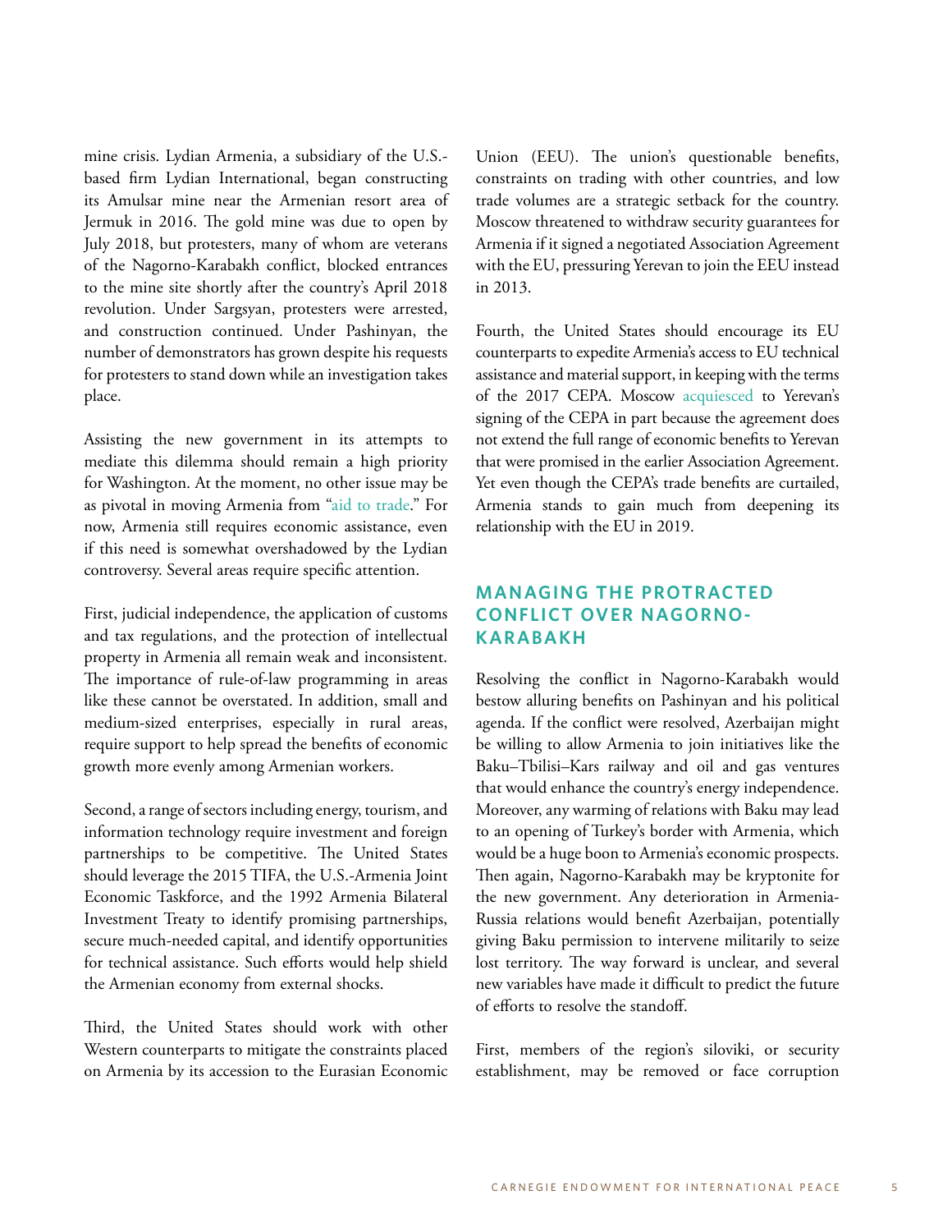mine crisis. Lydian Armenia, a subsidiary of the U.S.-based firm Lydian International, began constructing its Amulsar mine near the Armenian resort area of Jermuk in 2016. The gold mine was due to open by July 2018, but protesters, many of whom are veterans of the Nagorno-Karabakh conflict, blocked entrances to the mine site shortly after the country's April 2018 revolution. Under Sargsyan, protesters were arrested, and construction continued. Under Pashinyan, the number of demonstrators has grown despite his requests for protesters to stand down while an investigation takes place.

Assisting the new government in its attempts to mediate this dilemma should remain a high priority for Washington. At the moment, no other issue may be as pivotal in moving Armenia from "aid to trade." For now, Armenia still requires economic assistance, even if this need is somewhat overshadowed by the Lydian controversy. Several areas require specific attention.

First, judicial independence, the application of customs and tax regulations, and the protection of intellectual property in Armenia all remain weak and inconsistent. The importance of rule-of-law programming in areas like these cannot be overstated. In addition, small and medium-sized enterprises, especially in rural areas, require support to help spread the benefits of economic growth more evenly among Armenian workers.

Second, a range of sectors including energy, tourism, and information technology require investment and foreign partnerships to be competitive. The United States should leverage the 2015 TIFA, the U.S.-Armenia Joint Economic Taskforce, and the 1992 Armenia Bilateral Investment Treaty to identify promising partnerships, secure much-needed capital, and identify opportunities for technical assistance. Such efforts would help shield the Armenian economy from external shocks.

Third, the United States should work with other Western counterparts to mitigate the constraints placed on Armenia by its accession to the Eurasian Economic Union (EEU). The union's questionable benefits, constraints on trading with other countries, and low trade volumes are a strategic setback for the country. Moscow threatened to withdraw security guarantees for Armenia if it signed a negotiated Association Agreement with the EU, pressuring Yerevan to join the EEU instead in 2013.

Fourth, the United States should encourage its EU counterparts to expedite Armenia's access to EU technical assistance and material support, in keeping with the terms of the 2017 CEPA. Moscow acquiesced to Yerevan's signing of the CEPA in part because the agreement does not extend the full range of economic benefits to Yerevan that were promised in the earlier Association Agreement. Yet even though the CEPA's trade benefits are curtailed, Armenia stands to gain much from deepening its relationship with the EU in 2019.

## MANAGING THE PROTRACTED CONFLICT OVER NAGORNO-KARABAKH

Resolving the conflict in Nagorno-Karabakh would bestow alluring benefits on Pashinyan and his political agenda. If the conflict were resolved, Azerbaijan might be willing to allow Armenia to join initiatives like the Baku–Tbilisi–Kars railway and oil and gas ventures that would enhance the country's energy independence. Moreover, any warming of relations with Baku may lead to an opening of Turkey's border with Armenia, which would be a huge boon to Armenia's economic prospects. Then again, Nagorno-Karabakh may be kryptonite for the new government. Any deterioration in Armenia-Russia relations would benefit Azerbaijan, potentially giving Baku permission to intervene militarily to seize lost territory. The way forward is unclear, and several new variables have made it difficult to predict the future of efforts to resolve the standoff.

First, members of the region's siloviki, or security establishment, may be removed or face corruption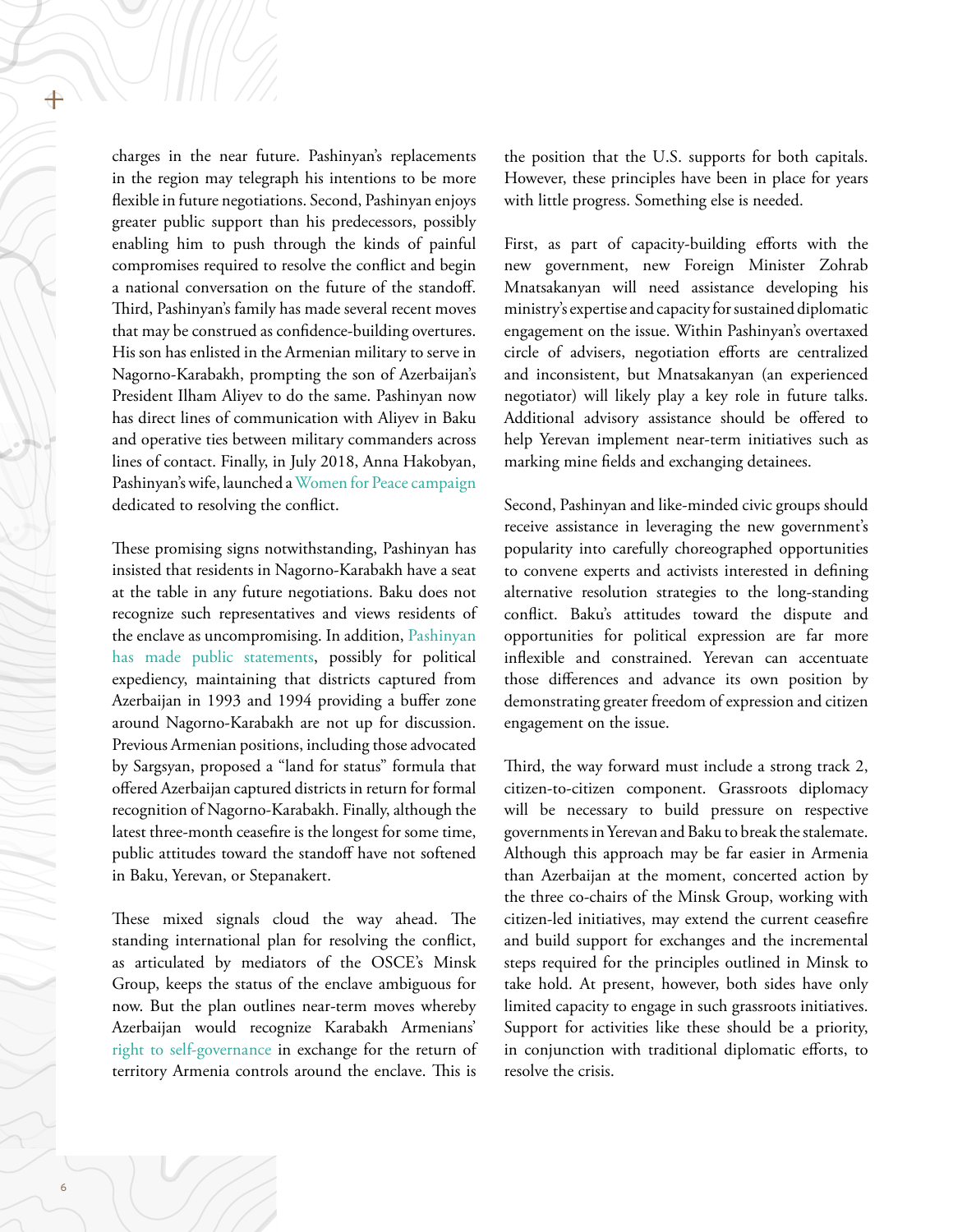charges in the near future. Pashinyan's replacements in the region may telegraph his intentions to be more flexible in future negotiations. Second, Pashinyan enjoys greater public support than his predecessors, possibly enabling him to push through the kinds of painful compromises required to resolve the conflict and begin a national conversation on the future of the standoff. Third, Pashinyan's family has made several recent moves that may be construed as confidence-building overtures. His son has enlisted in the Armenian military to serve in Nagorno-Karabakh, prompting the son of Azerbaijan's President Ilham Aliyev to do the same. Pashinyan now has direct lines of communication with Aliyev in Baku and operative ties between military commanders across lines of contact. Finally, in July 2018, Anna Hakobyan, Pashinyan's wife, launched a Women for Peace campaign dedicated to resolving the conflict.

These promising signs notwithstanding, Pashinyan has insisted that residents in Nagorno-Karabakh have a seat at the table in any future negotiations. Baku does not recognize such representatives and views residents of the enclave as uncompromising. In addition, Pashinyan has made public statements, possibly for political expediency, maintaining that districts captured from Azerbaijan in 1993 and 1994 providing a buffer zone around Nagorno-Karabakh are not up for discussion. Previous Armenian positions, including those advocated by Sargsyan, proposed a "land for status" formula that offered Azerbaijan captured districts in return for formal recognition of Nagorno-Karabakh. Finally, although the latest three-month ceasefire is the longest for some time, public attitudes toward the standoff have not softened in Baku, Yerevan, or Stepanakert.

These mixed signals cloud the way ahead. The standing international plan for resolving the conflict, as articulated by mediators of the OSCE's Minsk Group, keeps the status of the enclave ambiguous for now. But the plan outlines near-term moves whereby Azerbaijan would recognize Karabakh Armenians' right to self-governance in exchange for the return of territory Armenia controls around the enclave. This is the position that the U.S. supports for both capitals. However, these principles have been in place for years with little progress. Something else is needed.

First, as part of capacity-building efforts with the new government, new Foreign Minister Zohrab Mnatsakanyan will need assistance developing his ministry's expertise and capacity for sustained diplomatic engagement on the issue. Within Pashinyan's overtaxed circle of advisers, negotiation efforts are centralized and inconsistent, but Mnatsakanyan (an experienced negotiator) will likely play a key role in future talks. Additional advisory assistance should be offered to help Yerevan implement near-term initiatives such as marking mine fields and exchanging detainees.

Second, Pashinyan and like-minded civic groups should receive assistance in leveraging the new government's popularity into carefully choreographed opportunities to convene experts and activists interested in defining alternative resolution strategies to the long-standing conflict. Baku's attitudes toward the dispute and opportunities for political expression are far more inflexible and constrained. Yerevan can accentuate those differences and advance its own position by demonstrating greater freedom of expression and citizen engagement on the issue.

Third, the way forward must include a strong track 2, citizen-to-citizen component. Grassroots diplomacy will be necessary to build pressure on respective governments in Yerevan and Baku to break the stalemate. Although this approach may be far easier in Armenia than Azerbaijan at the moment, concerted action by the three co-chairs of the Minsk Group, working with citizen-led initiatives, may extend the current ceasefire and build support for exchanges and the incremental steps required for the principles outlined in Minsk to take hold. At present, however, both sides have only limited capacity to engage in such grassroots initiatives. Support for activities like these should be a priority, in conjunction with traditional diplomatic efforts, to resolve the crisis.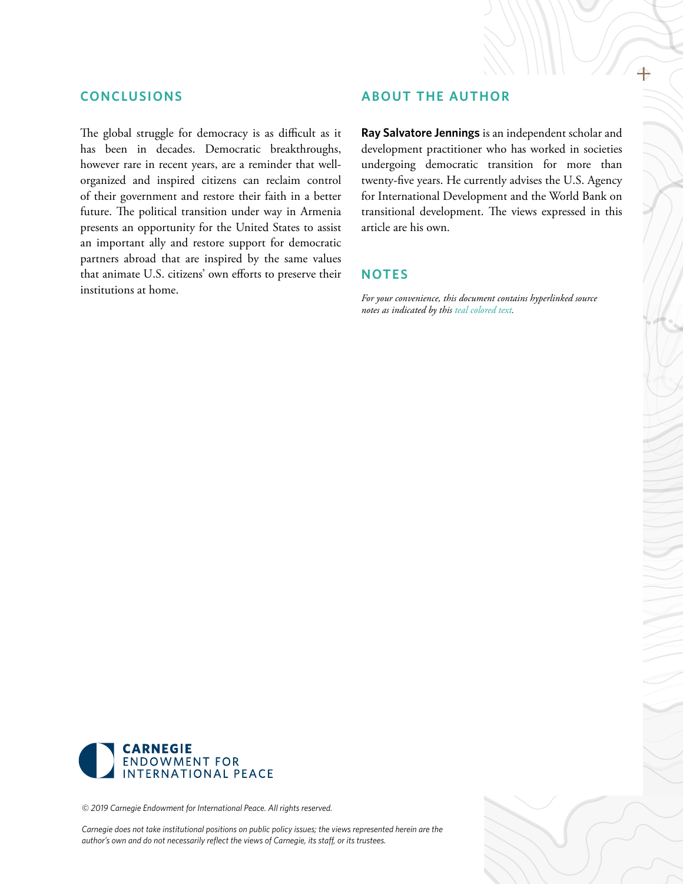## CONCLUSIONS

The global struggle for democracy is as difficult as it has been in decades. Democratic breakthroughs, however rare in recent years, are a reminder that well-organized and inspired citizens can reclaim control of their government and restore their faith in a better future. The political transition under way in Armenia presents an opportunity for the United States to assist an important ally and restore support for democratic partners abroad that are inspired by the same values that animate U.S. citizens' own efforts to preserve their institutions at home.

## ABOUT THE AUTHOR

**Ray Salvatore Jennings** is an independent scholar and development practitioner who has worked in societies undergoing democratic transition for more than twenty-five years. He currently advises the U.S. Agency for International Development and the World Bank on transitional development. The views expressed in this article are his own.

## NOTES

*For your convenience, this document contains hyperlinked source notes as indicated by this teal colored text.*

CARNEGIE
ENDOWMENT FOR
INTERNATIONAL PEACE

*© 2019 Carnegie Endowment for International Peace. All rights reserved.*

*Carnegie does not take institutional positions on public policy issues; the views represented herein are the author's own and do not necessarily reflect the views of Carnegie, its staff, or its trustees.*